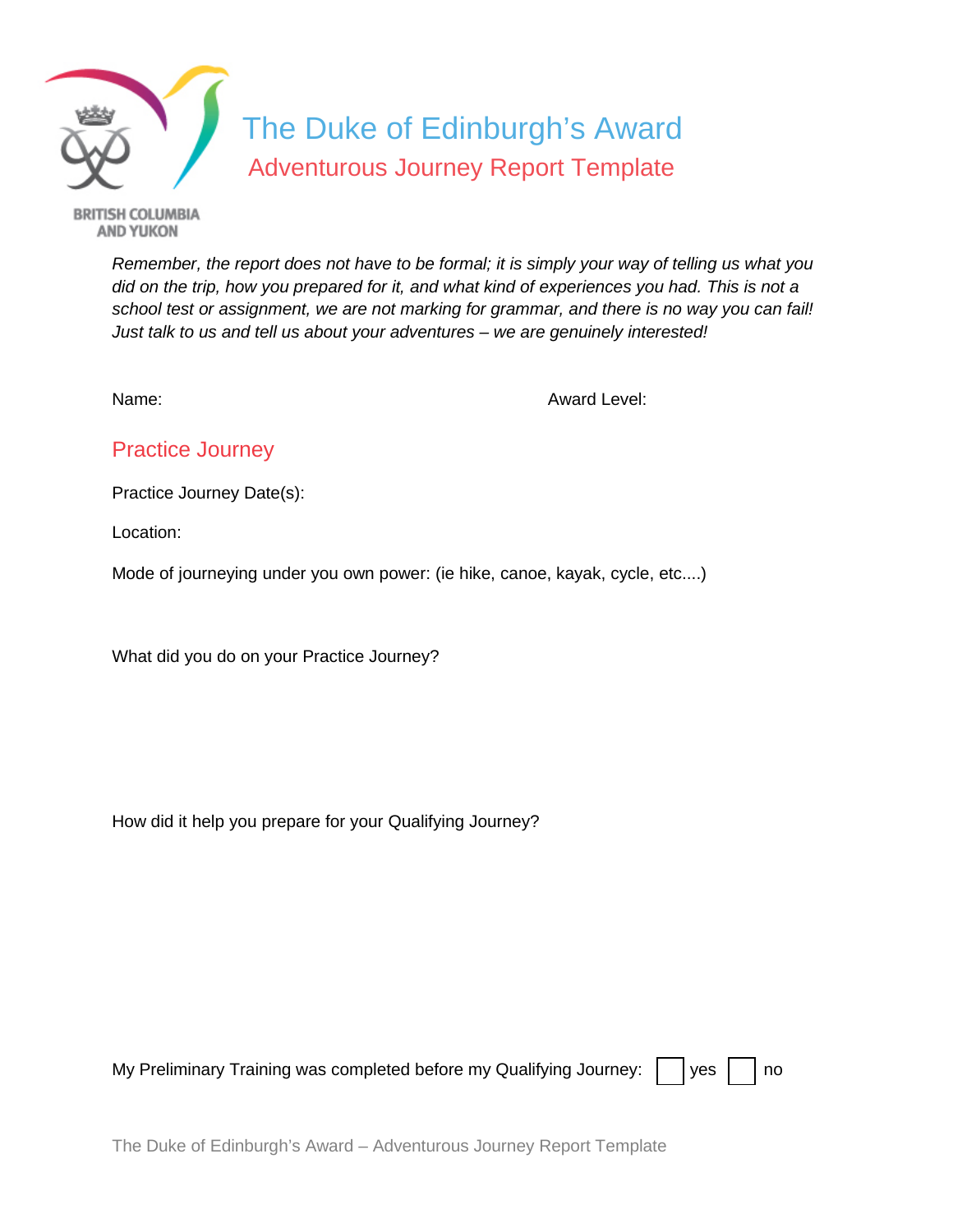BRITISH COLUMBIA AND YUKON

# The Duke of Edinburgh's Award

## Adventurous Journey Report Template

*Remember, the report does not have to be formal; it is simply your way of telling us what you did on the trip, how you prepared for it, and what kind of experiences you had. This is not a school test or assignment, we are not marking for grammar, and there is no way you can fail! Just talk to us and tell us about your adventures – we are genuinely interested!*

Name: Award Level:

## Practice Journey

Practice Journey Date(s):

Location:

Mode of journeying under you own power: (ie hike, canoe, kayak, cycle, etc....)

What did you do on your Practice Journey?

How did it help you prepare for your Qualifying Journey?

My Preliminary Training was completed before my Qualifying Journey: ☐ yes ☐ no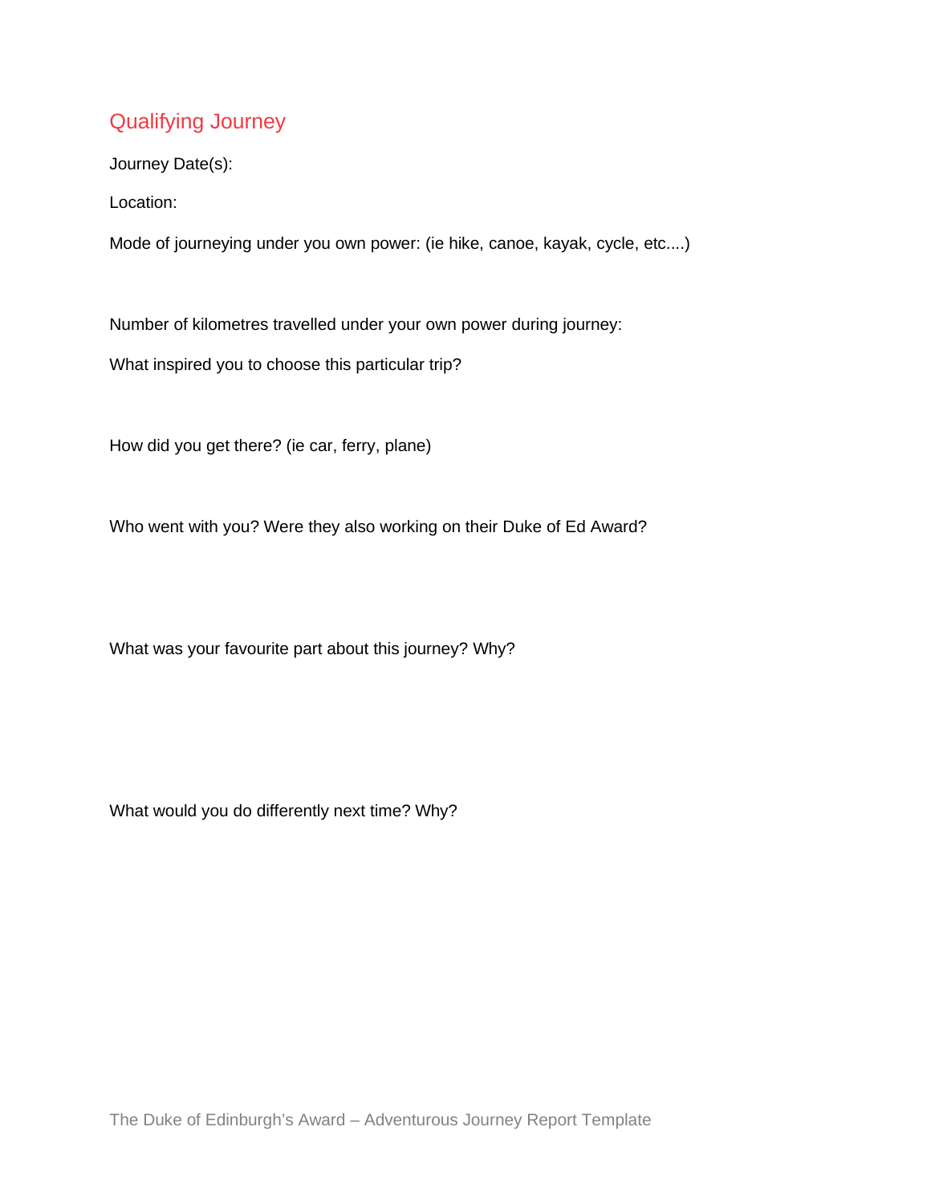## Qualifying Journey

Journey Date(s):

Location:

Mode of journeying under you own power: (ie hike, canoe, kayak, cycle, etc....)

Number of kilometres travelled under your own power during journey:

What inspired you to choose this particular trip?

How did you get there? (ie car, ferry, plane)

Who went with you? Were they also working on their Duke of Ed Award?

What was your favourite part about this journey? Why?

What would you do differently next time? Why?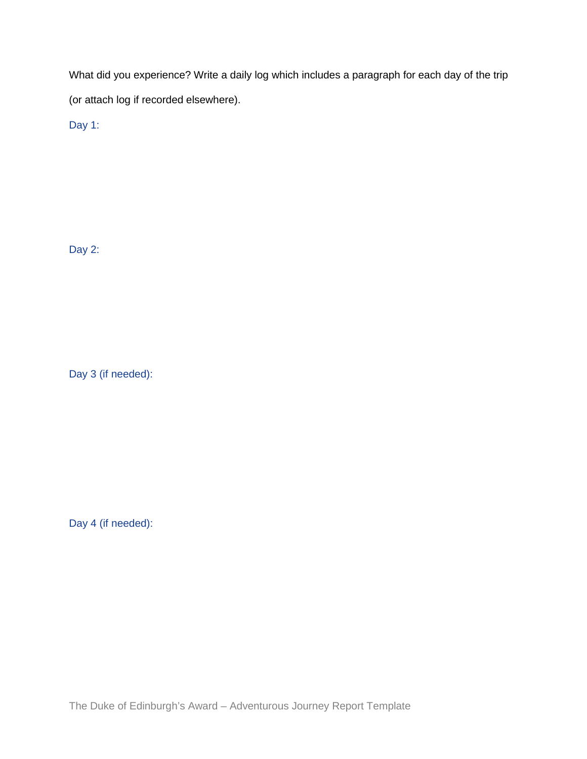What did you experience? Write a daily log which includes a paragraph for each day of the trip (or attach log if recorded elsewhere).

Day 1:

Day 2:

Day 3 (if needed):

Day 4 (if needed):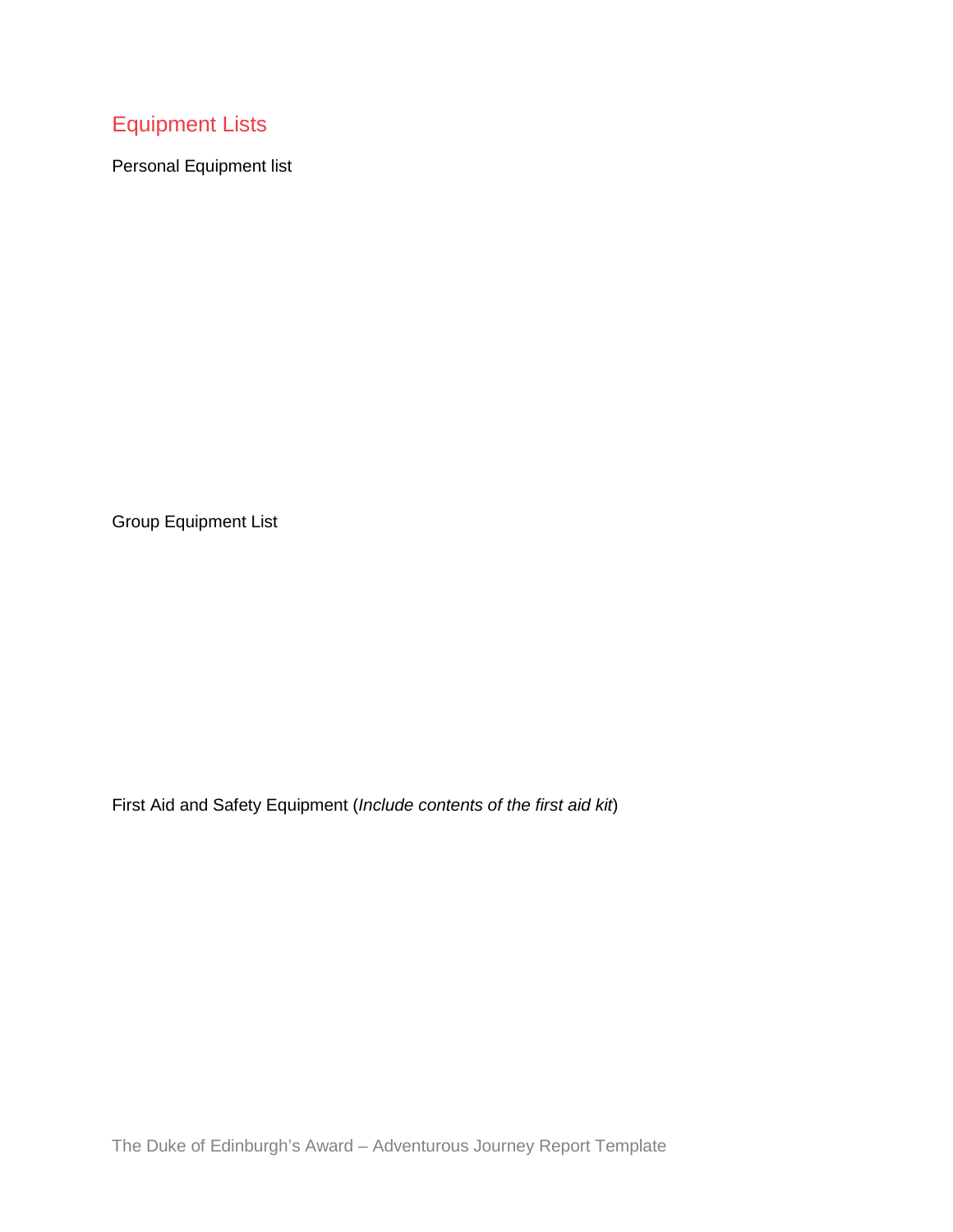## Equipment Lists

Personal Equipment list

Group Equipment List

First Aid and Safety Equipment (*Include contents of the first aid kit*)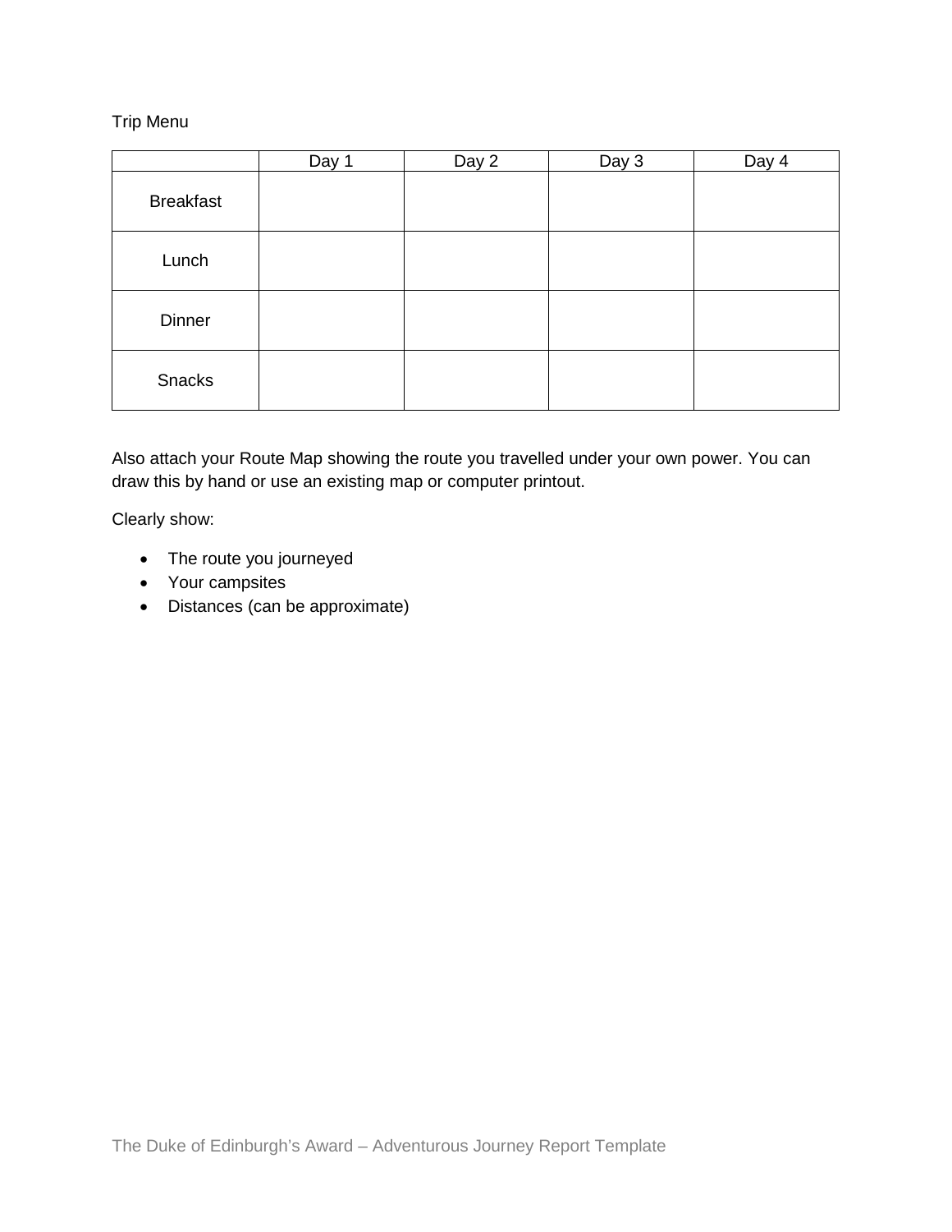Trip Menu

| | Day 1 | Day 2 | Day 3 | Day 4 |
|---|---|---|---|---|
| Breakfast | | | | |
| Lunch | | | | |
| Dinner | | | | |
| Snacks | | | | |

Also attach your Route Map showing the route you travelled under your own power. You can draw this by hand or use an existing map or computer printout.

Clearly show:

- The route you journeyed
- Your campsites
- Distances (can be approximate)